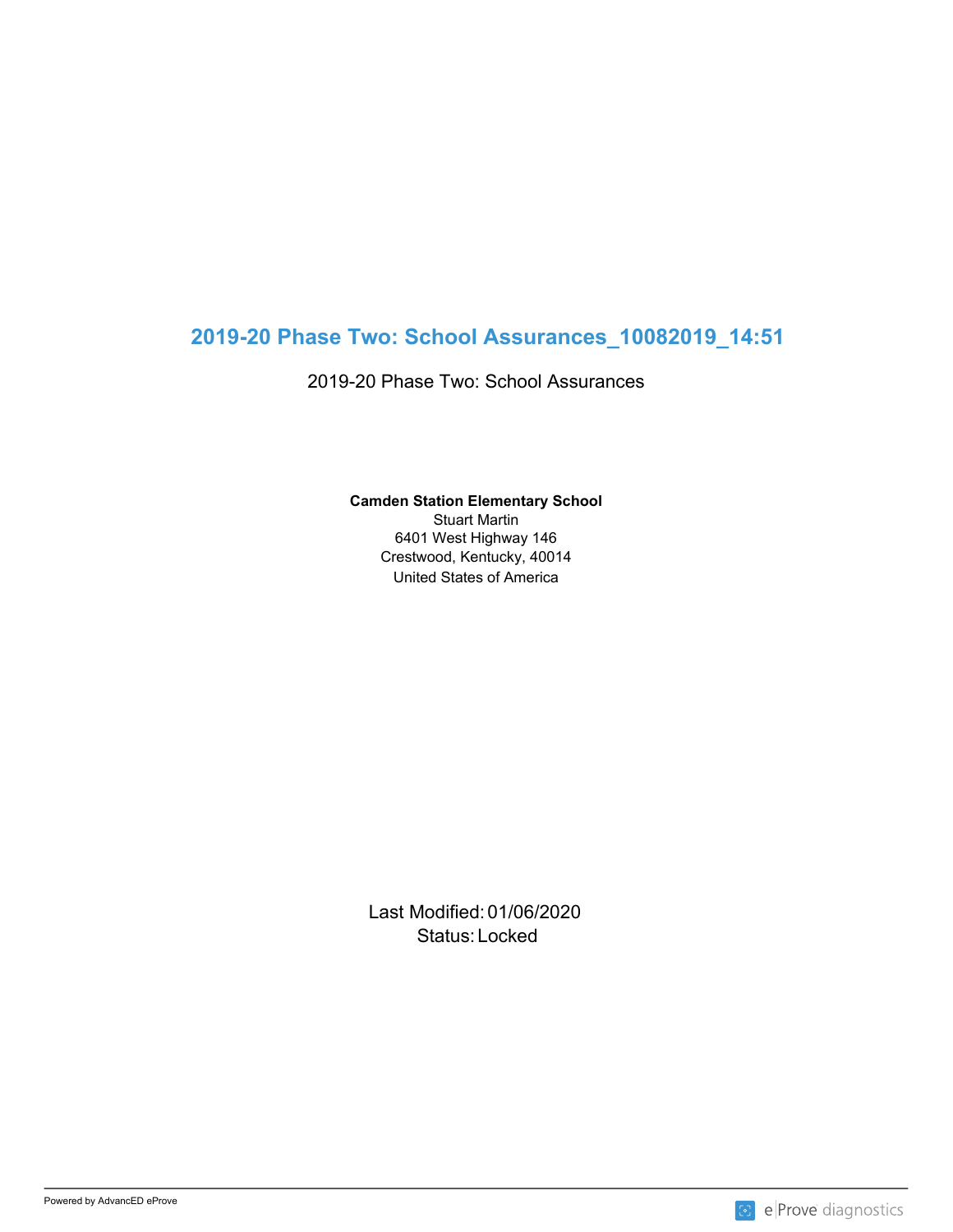# 2019-20 Phase Two: School Assurances_10082019_14:51

2019-20 Phase Two: School Assurances

**Camden Station Elementary School**
Stuart Martin
6401 West Highway 146
Crestwood, Kentucky, 40014
United States of America

Last Modified: 01/06/2020
Status: Locked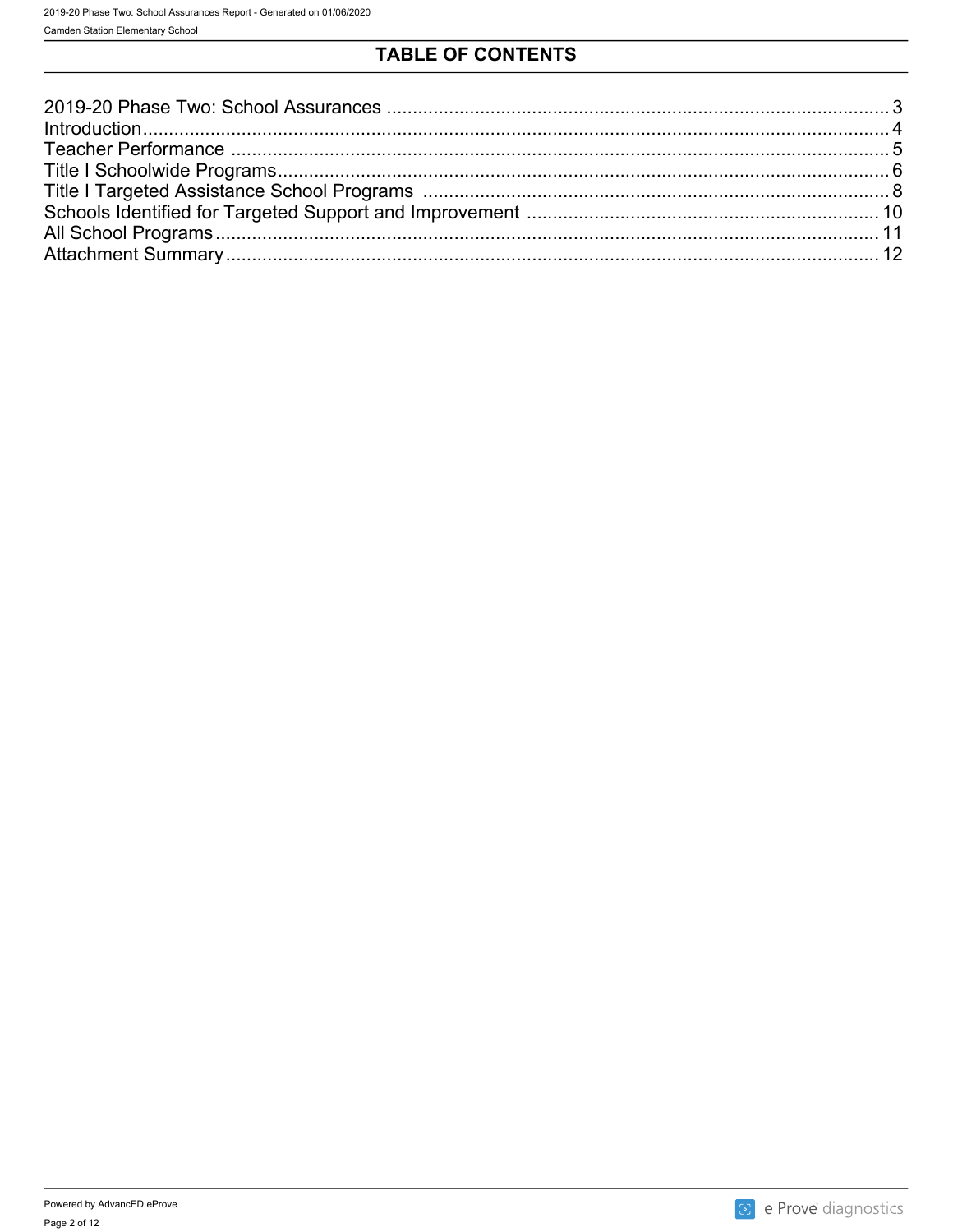# TABLE OF CONTENTS

2019-20 Phase Two: School Assurances ........................................................................................ 3
Introduction........................................................................................................................................ 4
Teacher Performance ......................................................................................................................... 5
Title I Schoolwide Programs............................................................................................................... 6
Title I Targeted Assistance School Programs .................................................................................... 8
Schools Identified for Targeted Support and Improvement ............................................................... 10
All School Programs .......................................................................................................................... 11
Attachment Summary......................................................................................................................... 12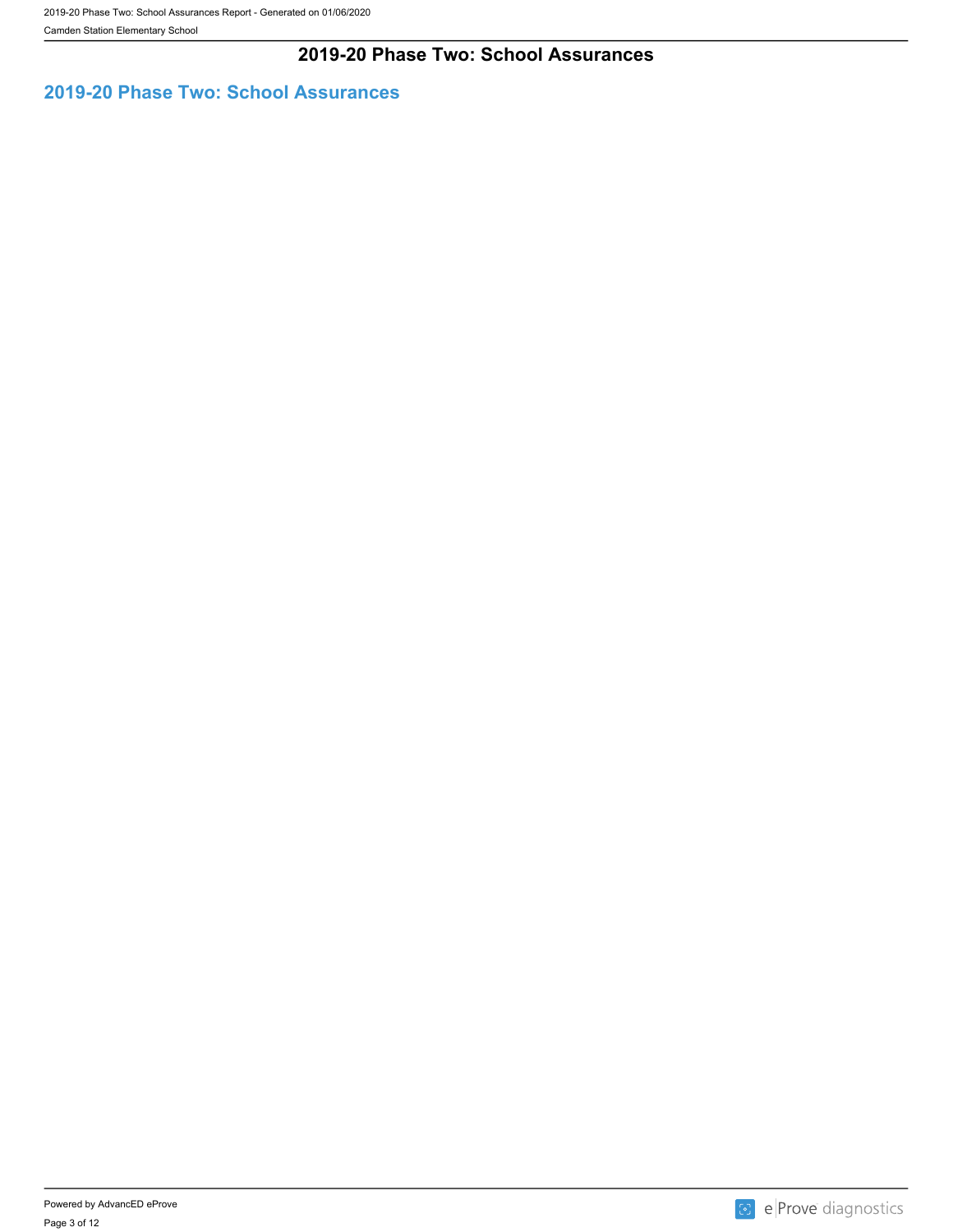# 2019-20 Phase Two: School Assurances

## 2019-20 Phase Two: School Assurances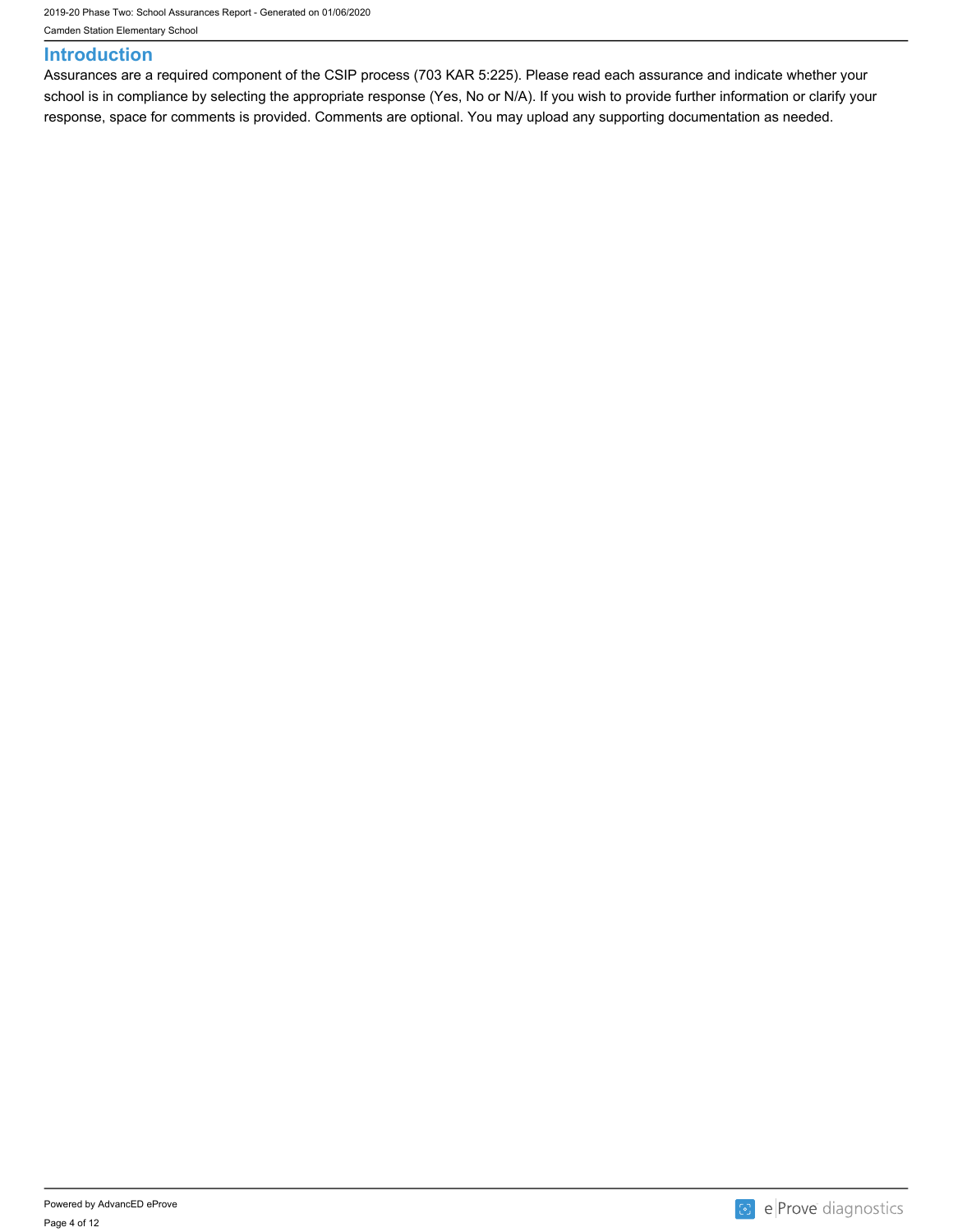## Introduction

Assurances are a required component of the CSIP process (703 KAR 5:225). Please read each assurance and indicate whether your school is in compliance by selecting the appropriate response (Yes, No or N/A). If you wish to provide further information or clarify your response, space for comments is provided. Comments are optional. You may upload any supporting documentation as needed.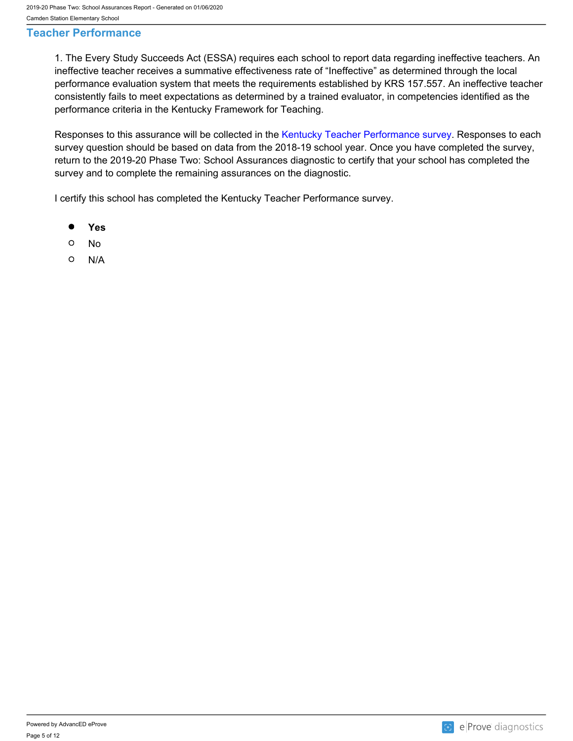## Teacher Performance

1. The Every Study Succeeds Act (ESSA) requires each school to report data regarding ineffective teachers. An ineffective teacher receives a summative effectiveness rate of "Ineffective" as determined through the local performance evaluation system that meets the requirements established by KRS 157.557. An ineffective teacher consistently fails to meet expectations as determined by a trained evaluator, in competencies identified as the performance criteria in the Kentucky Framework for Teaching.

Responses to this assurance will be collected in the Kentucky Teacher Performance survey. Responses to each survey question should be based on data from the 2018-19 school year. Once you have completed the survey, return to the 2019-20 Phase Two: School Assurances diagnostic to certify that your school has completed the survey and to complete the remaining assurances on the diagnostic.

I certify this school has completed the Kentucky Teacher Performance survey.

- ● **Yes**
- ○ No
- ○ N/A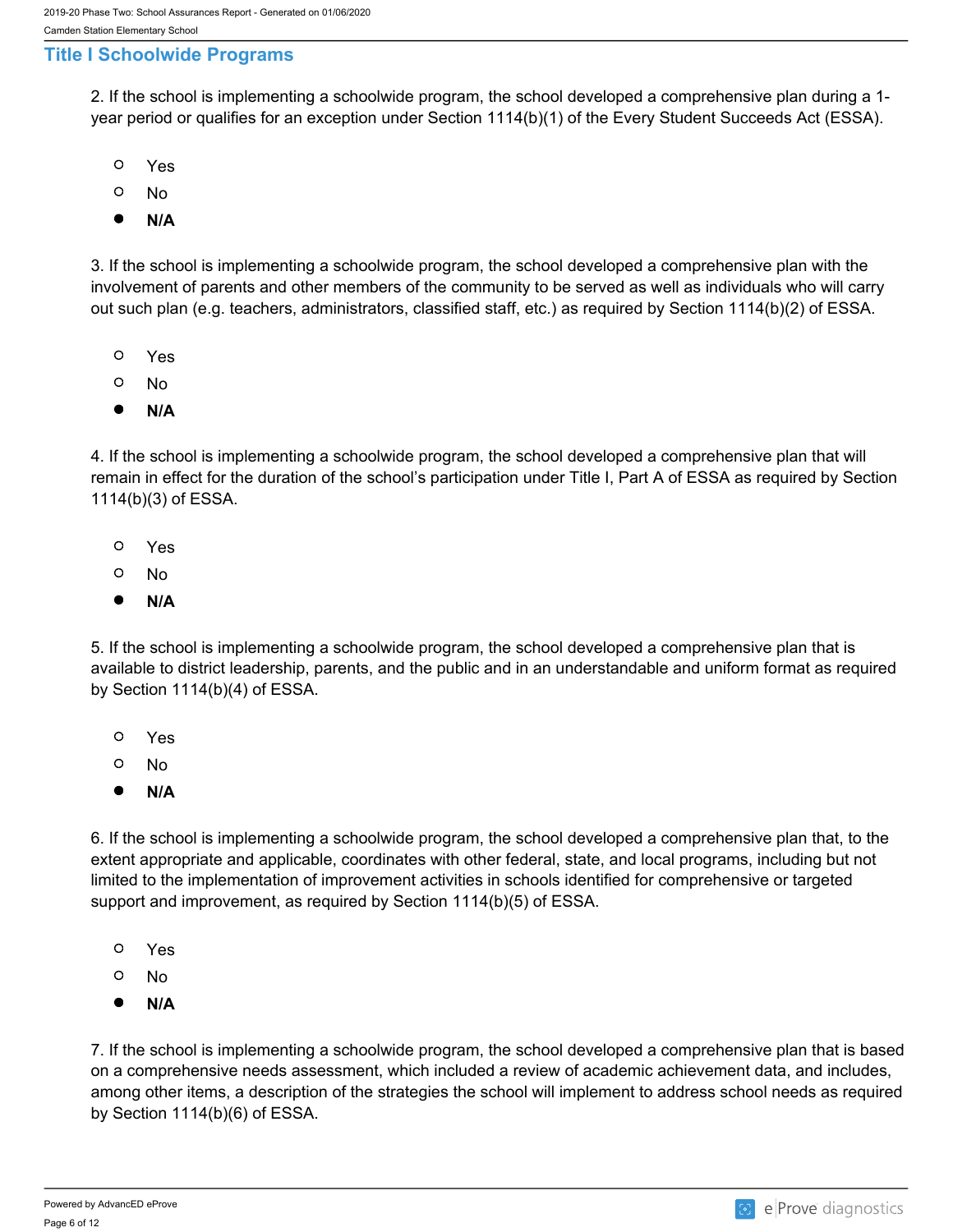## Title I Schoolwide Programs

2. If the school is implementing a schoolwide program, the school developed a comprehensive plan during a 1-year period or qualifies for an exception under Section 1114(b)(1) of the Every Student Succeeds Act (ESSA).

- ○ Yes
- ○ No
- ● **N/A**

3. If the school is implementing a schoolwide program, the school developed a comprehensive plan with the involvement of parents and other members of the community to be served as well as individuals who will carry out such plan (e.g. teachers, administrators, classified staff, etc.) as required by Section 1114(b)(2) of ESSA.

- ○ Yes
- ○ No
- ● **N/A**

4. If the school is implementing a schoolwide program, the school developed a comprehensive plan that will remain in effect for the duration of the school's participation under Title I, Part A of ESSA as required by Section 1114(b)(3) of ESSA.

- ○ Yes
- ○ No
- ● **N/A**

5. If the school is implementing a schoolwide program, the school developed a comprehensive plan that is available to district leadership, parents, and the public and in an understandable and uniform format as required by Section 1114(b)(4) of ESSA.

- ○ Yes
- ○ No
- ● **N/A**

6. If the school is implementing a schoolwide program, the school developed a comprehensive plan that, to the extent appropriate and applicable, coordinates with other federal, state, and local programs, including but not limited to the implementation of improvement activities in schools identified for comprehensive or targeted support and improvement, as required by Section 1114(b)(5) of ESSA.

- ○ Yes
- ○ No
- ● **N/A**

7. If the school is implementing a schoolwide program, the school developed a comprehensive plan that is based on a comprehensive needs assessment, which included a review of academic achievement data, and includes, among other items, a description of the strategies the school will implement to address school needs as required by Section 1114(b)(6) of ESSA.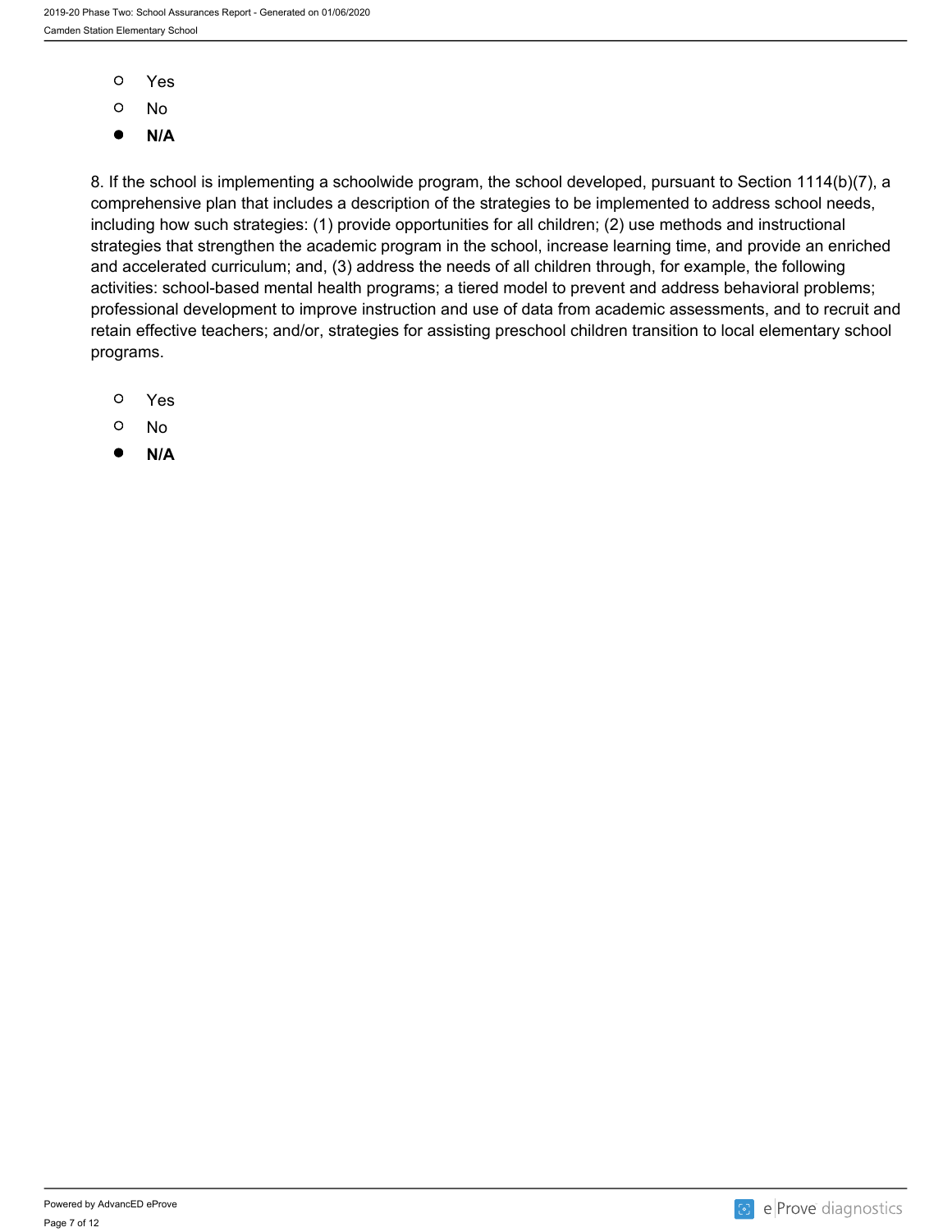- Yes
- No
- **N/A**

8. If the school is implementing a schoolwide program, the school developed, pursuant to Section 1114(b)(7), a comprehensive plan that includes a description of the strategies to be implemented to address school needs, including how such strategies: (1) provide opportunities for all children; (2) use methods and instructional strategies that strengthen the academic program in the school, increase learning time, and provide an enriched and accelerated curriculum; and, (3) address the needs of all children through, for example, the following activities: school-based mental health programs; a tiered model to prevent and address behavioral problems; professional development to improve instruction and use of data from academic assessments, and to recruit and retain effective teachers; and/or, strategies for assisting preschool children transition to local elementary school programs.

- Yes
- No
- **N/A**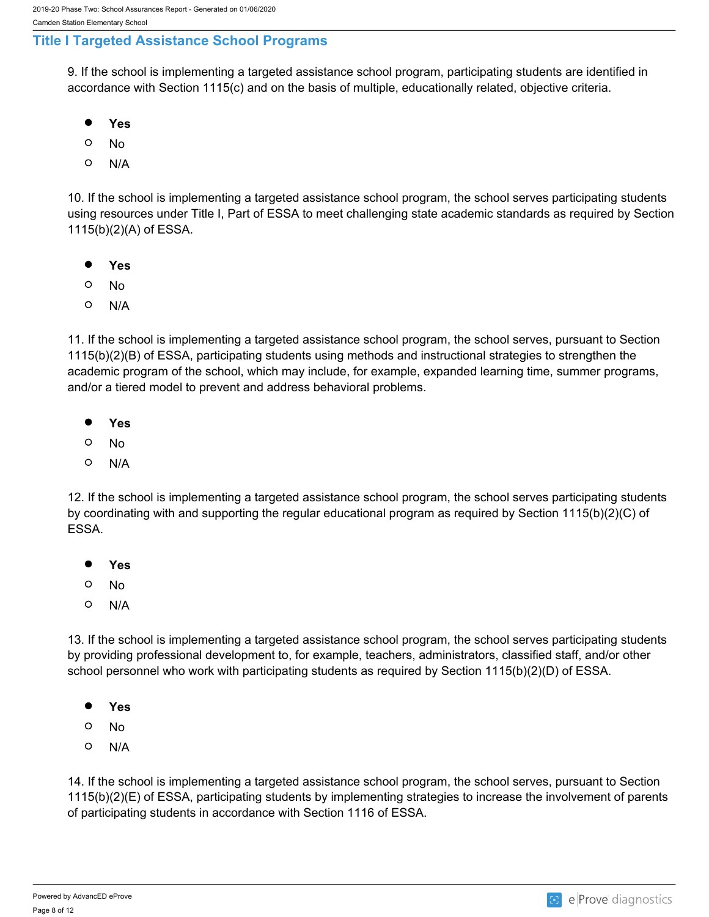## Title I Targeted Assistance School Programs

9. If the school is implementing a targeted assistance school program, participating students are identified in accordance with Section 1115(c) and on the basis of multiple, educationally related, objective criteria.

- **Yes**
- No
- N/A

10. If the school is implementing a targeted assistance school program, the school serves participating students using resources under Title I, Part of ESSA to meet challenging state academic standards as required by Section 1115(b)(2)(A) of ESSA.

- **Yes**
- No
- N/A

11. If the school is implementing a targeted assistance school program, the school serves, pursuant to Section 1115(b)(2)(B) of ESSA, participating students using methods and instructional strategies to strengthen the academic program of the school, which may include, for example, expanded learning time, summer programs, and/or a tiered model to prevent and address behavioral problems.

- **Yes**
- No
- N/A

12. If the school is implementing a targeted assistance school program, the school serves participating students by coordinating with and supporting the regular educational program as required by Section 1115(b)(2)(C) of ESSA.

- **Yes**
- No
- N/A

13. If the school is implementing a targeted assistance school program, the school serves participating students by providing professional development to, for example, teachers, administrators, classified staff, and/or other school personnel who work with participating students as required by Section 1115(b)(2)(D) of ESSA.

- **Yes**
- No
- N/A

14. If the school is implementing a targeted assistance school program, the school serves, pursuant to Section 1115(b)(2)(E) of ESSA, participating students by implementing strategies to increase the involvement of parents of participating students in accordance with Section 1116 of ESSA.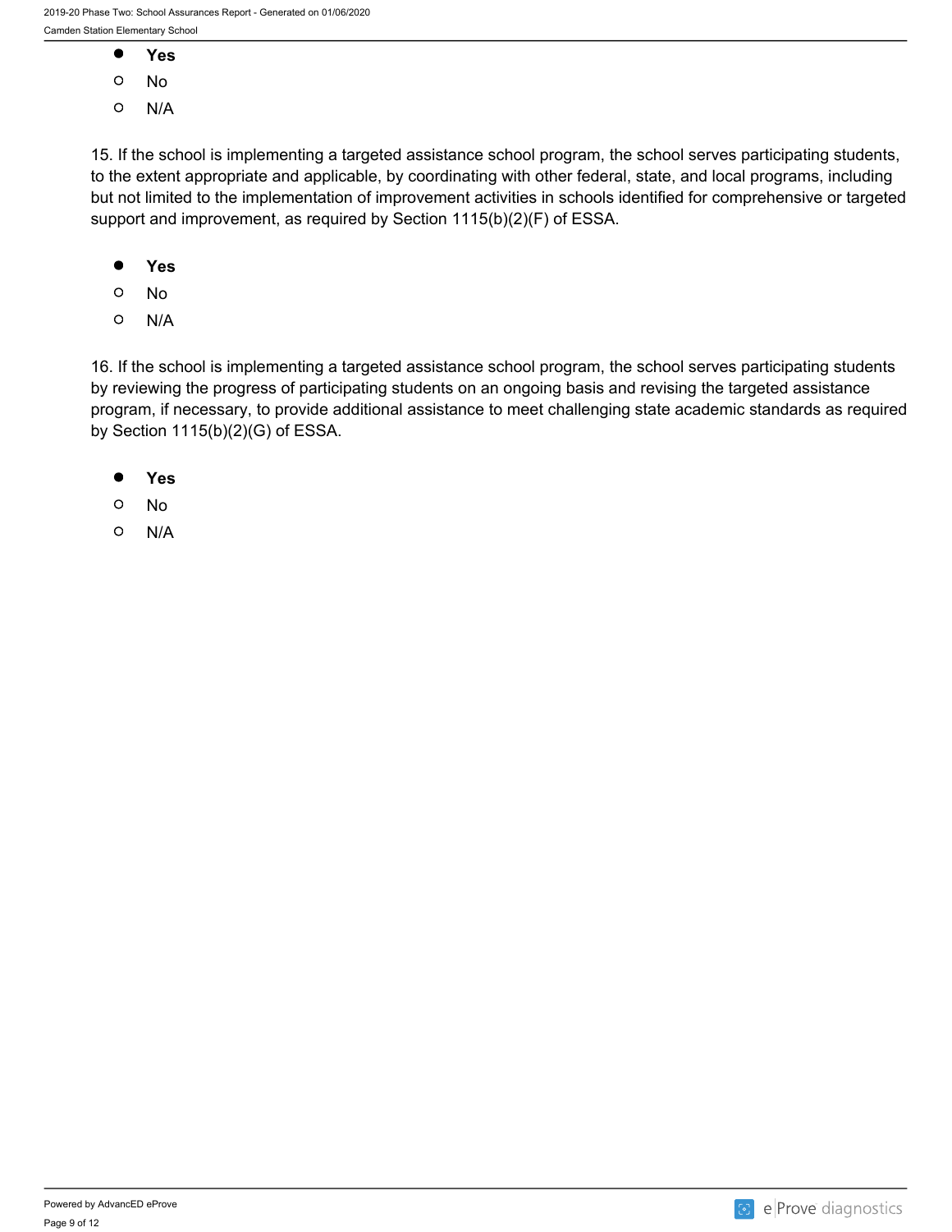- **Yes**
- No
- N/A

15. If the school is implementing a targeted assistance school program, the school serves participating students, to the extent appropriate and applicable, by coordinating with other federal, state, and local programs, including but not limited to the implementation of improvement activities in schools identified for comprehensive or targeted support and improvement, as required by Section 1115(b)(2)(F) of ESSA.

- **Yes**
- No
- N/A

16. If the school is implementing a targeted assistance school program, the school serves participating students by reviewing the progress of participating students on an ongoing basis and revising the targeted assistance program, if necessary, to provide additional assistance to meet challenging state academic standards as required by Section 1115(b)(2)(G) of ESSA.

- **Yes**
- No
- N/A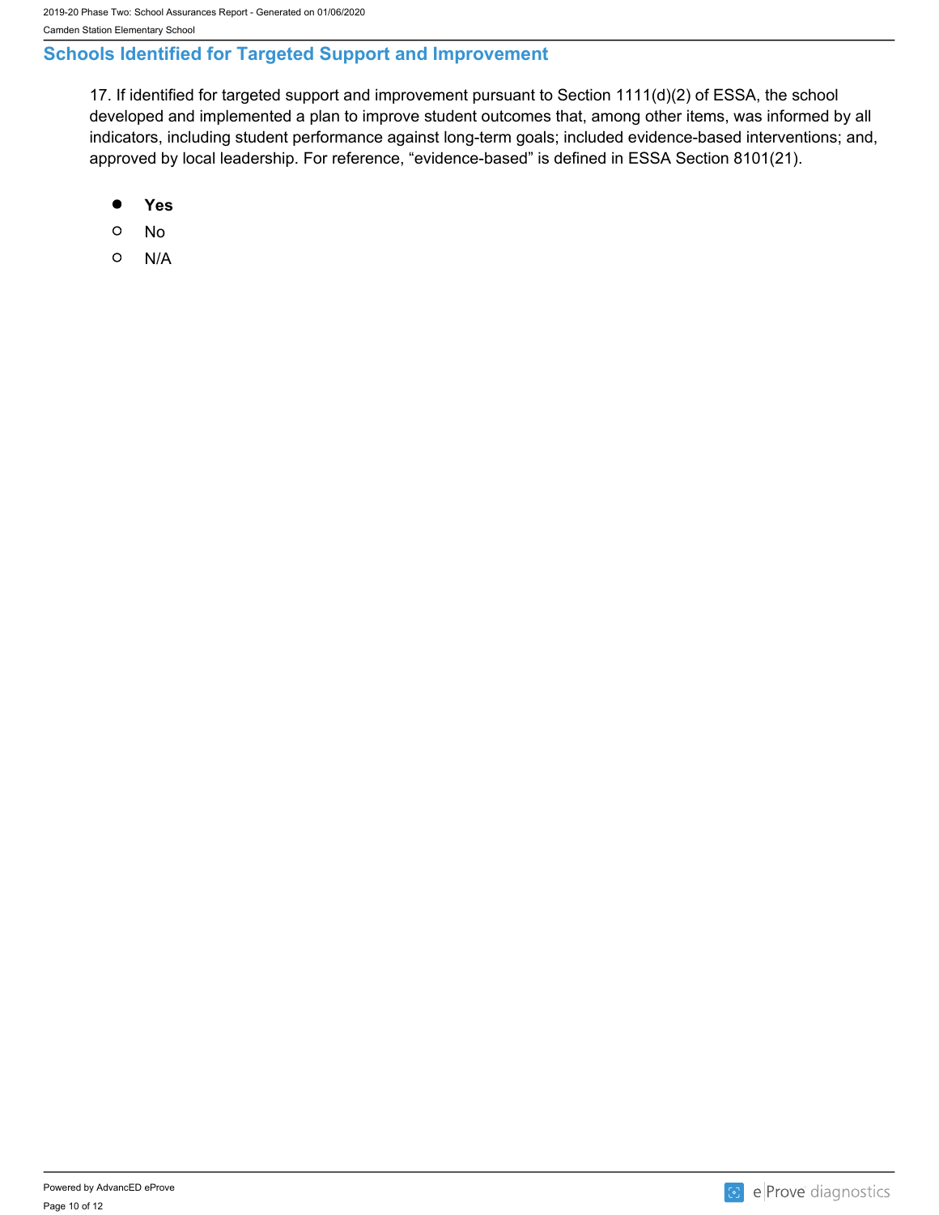## Schools Identified for Targeted Support and Improvement

17. If identified for targeted support and improvement pursuant to Section 1111(d)(2) of ESSA, the school developed and implemented a plan to improve student outcomes that, among other items, was informed by all indicators, including student performance against long-term goals; included evidence-based interventions; and, approved by local leadership. For reference, "evidence-based" is defined in ESSA Section 8101(21).

- ● **Yes**
- ○ No
- ○ N/A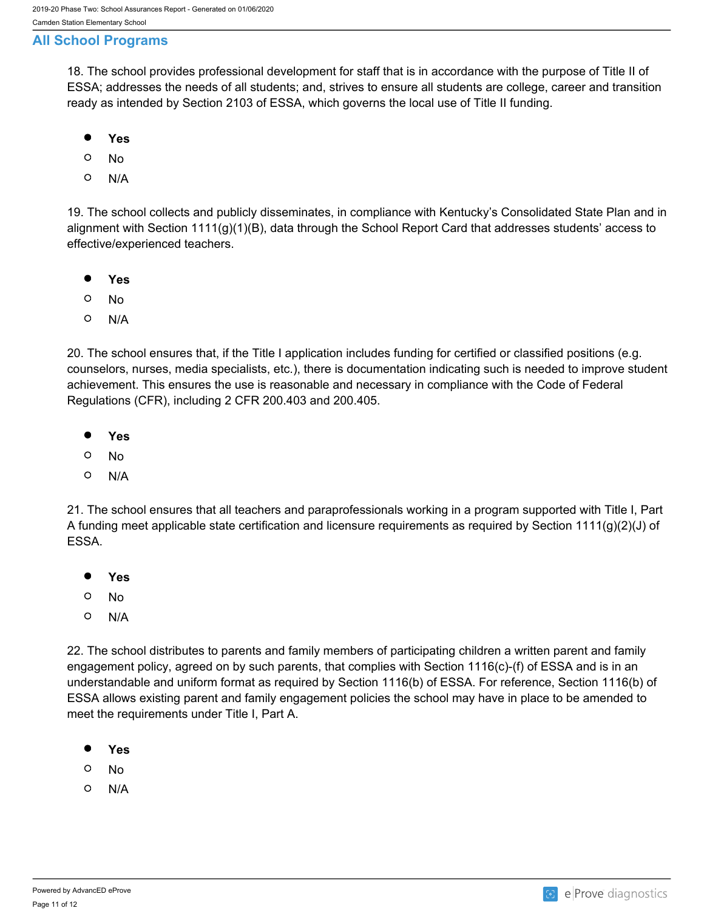## All School Programs

18. The school provides professional development for staff that is in accordance with the purpose of Title II of ESSA; addresses the needs of all students; and, strives to ensure all students are college, career and transition ready as intended by Section 2103 of ESSA, which governs the local use of Title II funding.

- ● **Yes**
- ○ No
- ○ N/A

19. The school collects and publicly disseminates, in compliance with Kentucky's Consolidated State Plan and in alignment with Section 1111(g)(1)(B), data through the School Report Card that addresses students' access to effective/experienced teachers.

- ● **Yes**
- ○ No
- ○ N/A

20. The school ensures that, if the Title I application includes funding for certified or classified positions (e.g. counselors, nurses, media specialists, etc.), there is documentation indicating such is needed to improve student achievement. This ensures the use is reasonable and necessary in compliance with the Code of Federal Regulations (CFR), including 2 CFR 200.403 and 200.405.

- ● **Yes**
- ○ No
- ○ N/A

21. The school ensures that all teachers and paraprofessionals working in a program supported with Title I, Part A funding meet applicable state certification and licensure requirements as required by Section 1111(g)(2)(J) of ESSA.

- ● **Yes**
- ○ No
- ○ N/A

22. The school distributes to parents and family members of participating children a written parent and family engagement policy, agreed on by such parents, that complies with Section 1116(c)-(f) of ESSA and is in an understandable and uniform format as required by Section 1116(b) of ESSA. For reference, Section 1116(b) of ESSA allows existing parent and family engagement policies the school may have in place to be amended to meet the requirements under Title I, Part A.

- ● **Yes**
- ○ No
- ○ N/A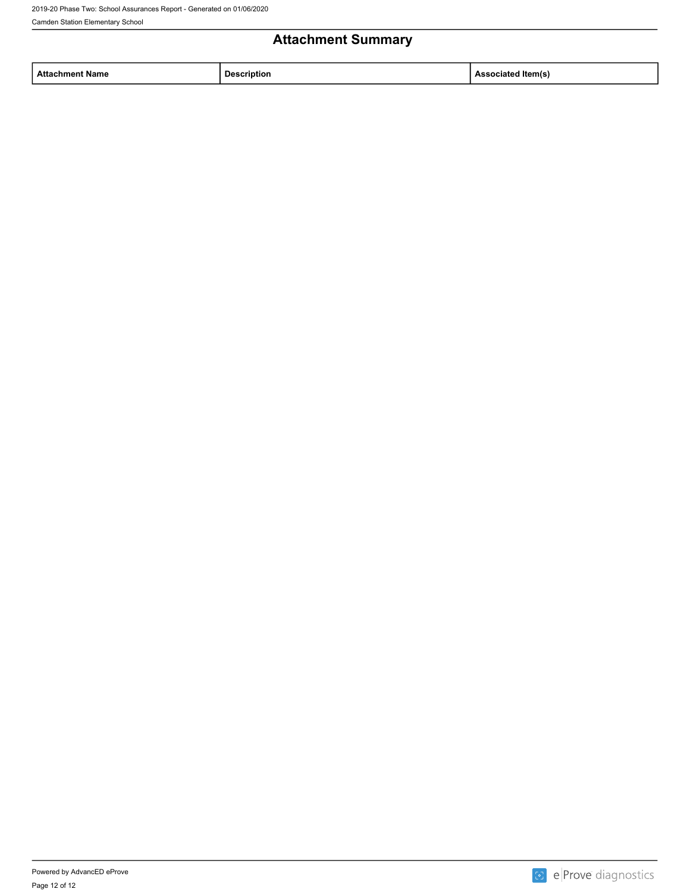# Attachment Summary

| Attachment Name | Description | Associated Item(s) |
| --- | --- | --- |